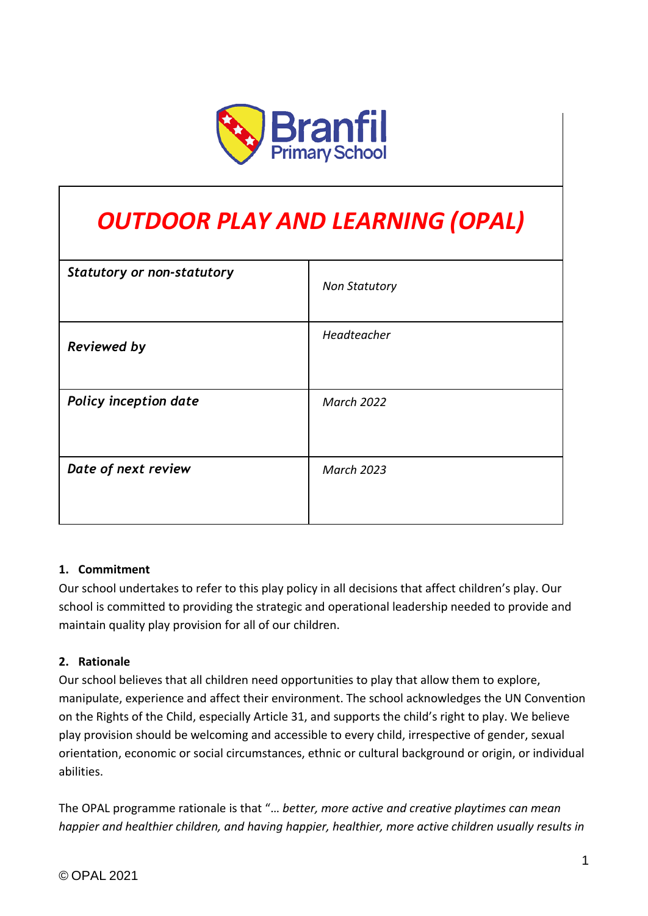Branfil Primary School

# OUTDOOR PLAY AND LEARNING (OPAL)

| ***Statutory or non-statutory*** | *Non Statutory* |
|---|---|
| ***Reviewed by*** | *Headteacher* |
| ***Policy inception date*** | *March 2022* |
| ***Date of next review*** | *March 2023* |

**1. Commitment**

Our school undertakes to refer to this play policy in all decisions that affect children's play. Our school is committed to providing the strategic and operational leadership needed to provide and maintain quality play provision for all of our children.

**2. Rationale**

Our school believes that all children need opportunities to play that allow them to explore, manipulate, experience and affect their environment. The school acknowledges the UN Convention on the Rights of the Child, especially Article 31, and supports the child's right to play. We believe play provision should be welcoming and accessible to every child, irrespective of gender, sexual orientation, economic or social circumstances, ethnic or cultural background or origin, or individual abilities.

The OPAL programme rationale is that "*… better, more active and creative playtimes can mean happier and healthier children, and having happier, healthier, more active children usually results in*

© OPAL 2021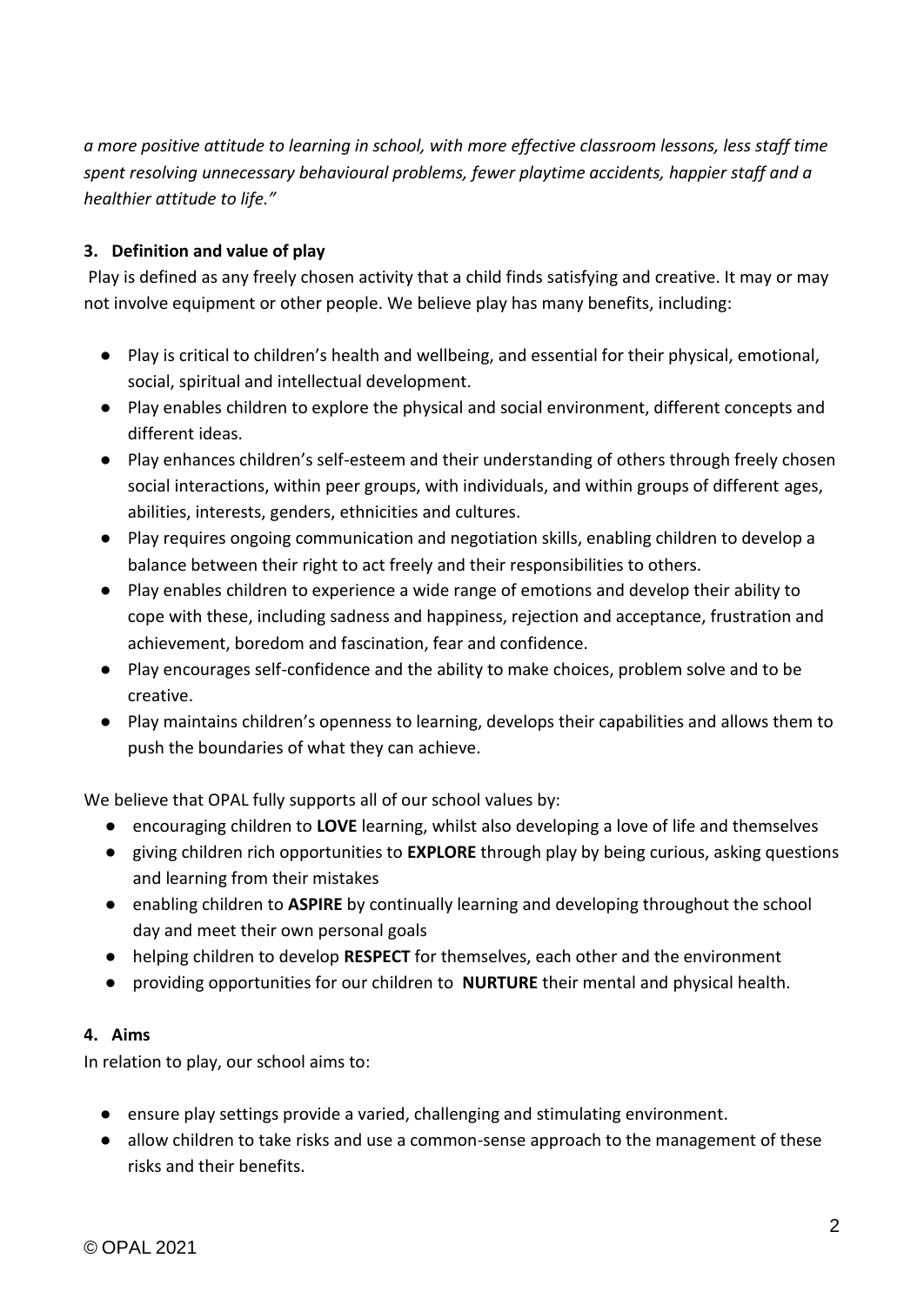*a more positive attitude to learning in school, with more effective classroom lessons, less staff time spent resolving unnecessary behavioural problems, fewer playtime accidents, happier staff and a healthier attitude to life."*

**3. Definition and value of play**

Play is defined as any freely chosen activity that a child finds satisfying and creative. It may or may not involve equipment or other people. We believe play has many benefits, including:

- Play is critical to children's health and wellbeing, and essential for their physical, emotional, social, spiritual and intellectual development.
- Play enables children to explore the physical and social environment, different concepts and different ideas.
- Play enhances children's self-esteem and their understanding of others through freely chosen social interactions, within peer groups, with individuals, and within groups of different ages, abilities, interests, genders, ethnicities and cultures.
- Play requires ongoing communication and negotiation skills, enabling children to develop a balance between their right to act freely and their responsibilities to others.
- Play enables children to experience a wide range of emotions and develop their ability to cope with these, including sadness and happiness, rejection and acceptance, frustration and achievement, boredom and fascination, fear and confidence.
- Play encourages self-confidence and the ability to make choices, problem solve and to be creative.
- Play maintains children's openness to learning, develops their capabilities and allows them to push the boundaries of what they can achieve.

We believe that OPAL fully supports all of our school values by:

- encouraging children to **LOVE** learning, whilst also developing a love of life and themselves
- giving children rich opportunities to **EXPLORE** through play by being curious, asking questions and learning from their mistakes
- enabling children to **ASPIRE** by continually learning and developing throughout the school day and meet their own personal goals
- helping children to develop **RESPECT** for themselves, each other and the environment
- providing opportunities for our children to **NURTURE** their mental and physical health.

**4. Aims**

In relation to play, our school aims to:

- ensure play settings provide a varied, challenging and stimulating environment.
- allow children to take risks and use a common-sense approach to the management of these risks and their benefits.

© OPAL 2021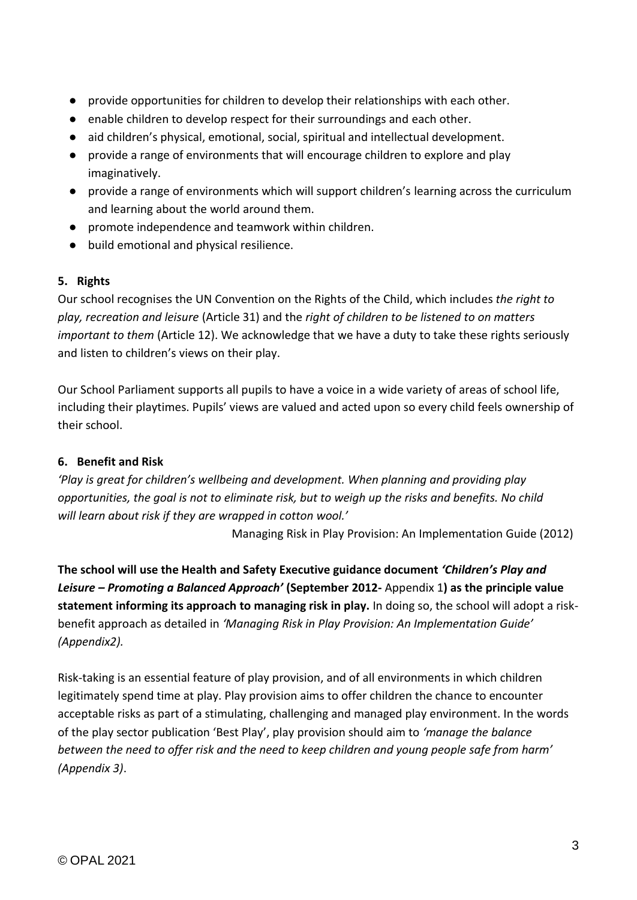- provide opportunities for children to develop their relationships with each other.
- enable children to develop respect for their surroundings and each other.
- aid children's physical, emotional, social, spiritual and intellectual development.
- provide a range of environments that will encourage children to explore and play imaginatively.
- provide a range of environments which will support children's learning across the curriculum and learning about the world around them.
- promote independence and teamwork within children.
- build emotional and physical resilience.

## 5. Rights

Our school recognises the UN Convention on the Rights of the Child, which includes *the right to play, recreation and leisure* (Article 31) and the *right of children to be listened to on matters important to them* (Article 12). We acknowledge that we have a duty to take these rights seriously and listen to children's views on their play.

Our School Parliament supports all pupils to have a voice in a wide variety of areas of school life, including their playtimes. Pupils' views are valued and acted upon so every child feels ownership of their school.

## 6. Benefit and Risk

*'Play is great for children's wellbeing and development. When planning and providing play opportunities, the goal is not to eliminate risk, but to weigh up the risks and benefits. No child will learn about risk if they are wrapped in cotton wool.'*

Managing Risk in Play Provision: An Implementation Guide (2012)

**The school will use the Health and Safety Executive guidance document *'Children's Play and Leisure – Promoting a Balanced Approach'* (September 2012-** Appendix 1**) as the principle value statement informing its approach to managing risk in play.** In doing so, the school will adopt a risk-benefit approach as detailed in *'Managing Risk in Play Provision: An Implementation Guide' (Appendix2).*

Risk-taking is an essential feature of play provision, and of all environments in which children legitimately spend time at play. Play provision aims to offer children the chance to encounter acceptable risks as part of a stimulating, challenging and managed play environment. In the words of the play sector publication 'Best Play', play provision should aim to *'manage the balance between the need to offer risk and the need to keep children and young people safe from harm' (Appendix 3)*.

© OPAL 2021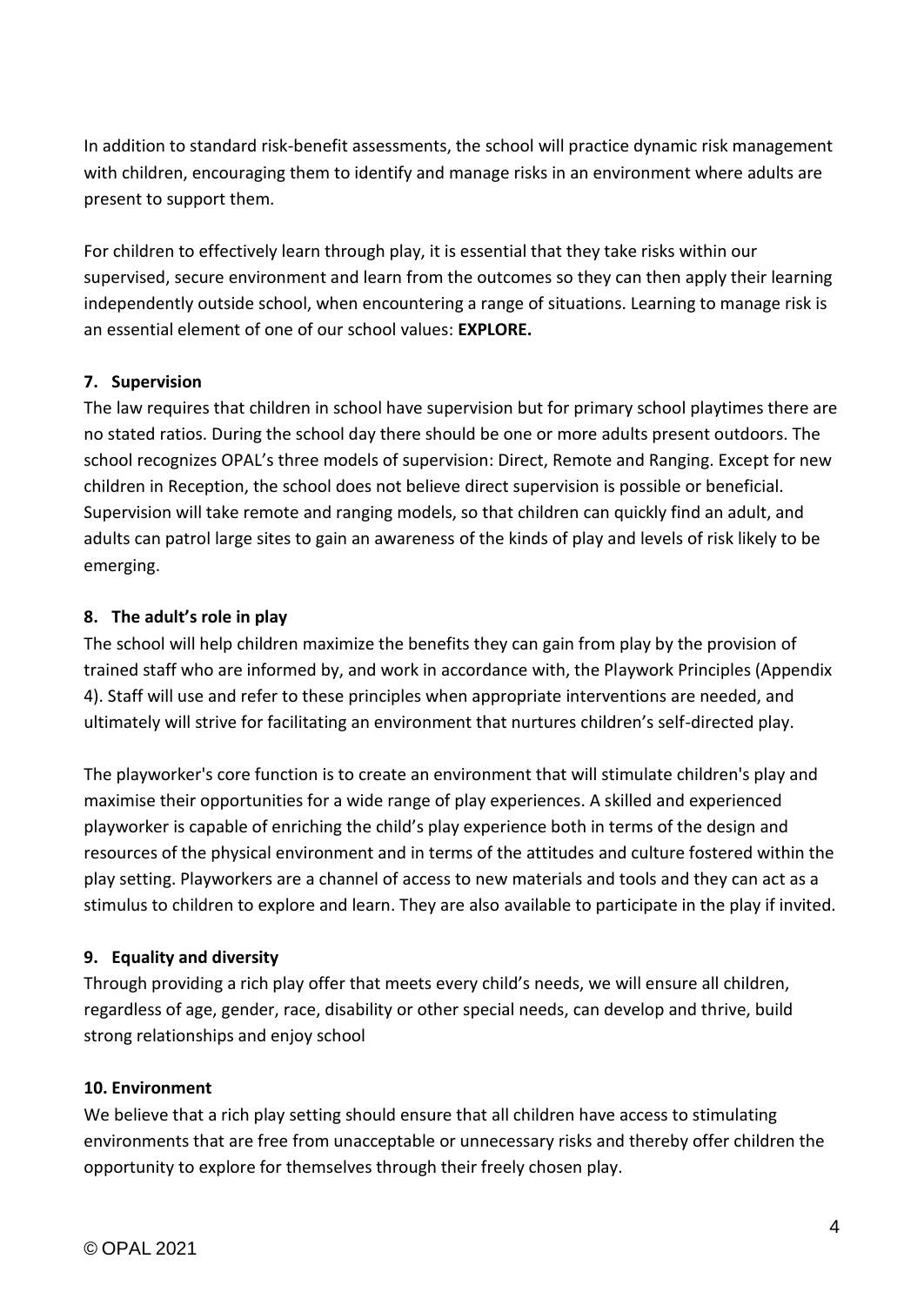In addition to standard risk-benefit assessments, the school will practice dynamic risk management with children, encouraging them to identify and manage risks in an environment where adults are present to support them.

For children to effectively learn through play, it is essential that they take risks within our supervised, secure environment and learn from the outcomes so they can then apply their learning independently outside school, when encountering a range of situations. Learning to manage risk is an essential element of one of our school values: **EXPLORE.**

### 7. Supervision

The law requires that children in school have supervision but for primary school playtimes there are no stated ratios. During the school day there should be one or more adults present outdoors. The school recognizes OPAL's three models of supervision: Direct, Remote and Ranging. Except for new children in Reception, the school does not believe direct supervision is possible or beneficial. Supervision will take remote and ranging models, so that children can quickly find an adult, and adults can patrol large sites to gain an awareness of the kinds of play and levels of risk likely to be emerging.

### 8. The adult's role in play

The school will help children maximize the benefits they can gain from play by the provision of trained staff who are informed by, and work in accordance with, the Playwork Principles (Appendix 4). Staff will use and refer to these principles when appropriate interventions are needed, and ultimately will strive for facilitating an environment that nurtures children's self-directed play.

The playworker's core function is to create an environment that will stimulate children's play and maximise their opportunities for a wide range of play experiences. A skilled and experienced playworker is capable of enriching the child's play experience both in terms of the design and resources of the physical environment and in terms of the attitudes and culture fostered within the play setting. Playworkers are a channel of access to new materials and tools and they can act as a stimulus to children to explore and learn. They are also available to participate in the play if invited.

### 9. Equality and diversity

Through providing a rich play offer that meets every child's needs, we will ensure all children, regardless of age, gender, race, disability or other special needs, can develop and thrive, build strong relationships and enjoy school

### 10. Environment

We believe that a rich play setting should ensure that all children have access to stimulating environments that are free from unacceptable or unnecessary risks and thereby offer children the opportunity to explore for themselves through their freely chosen play.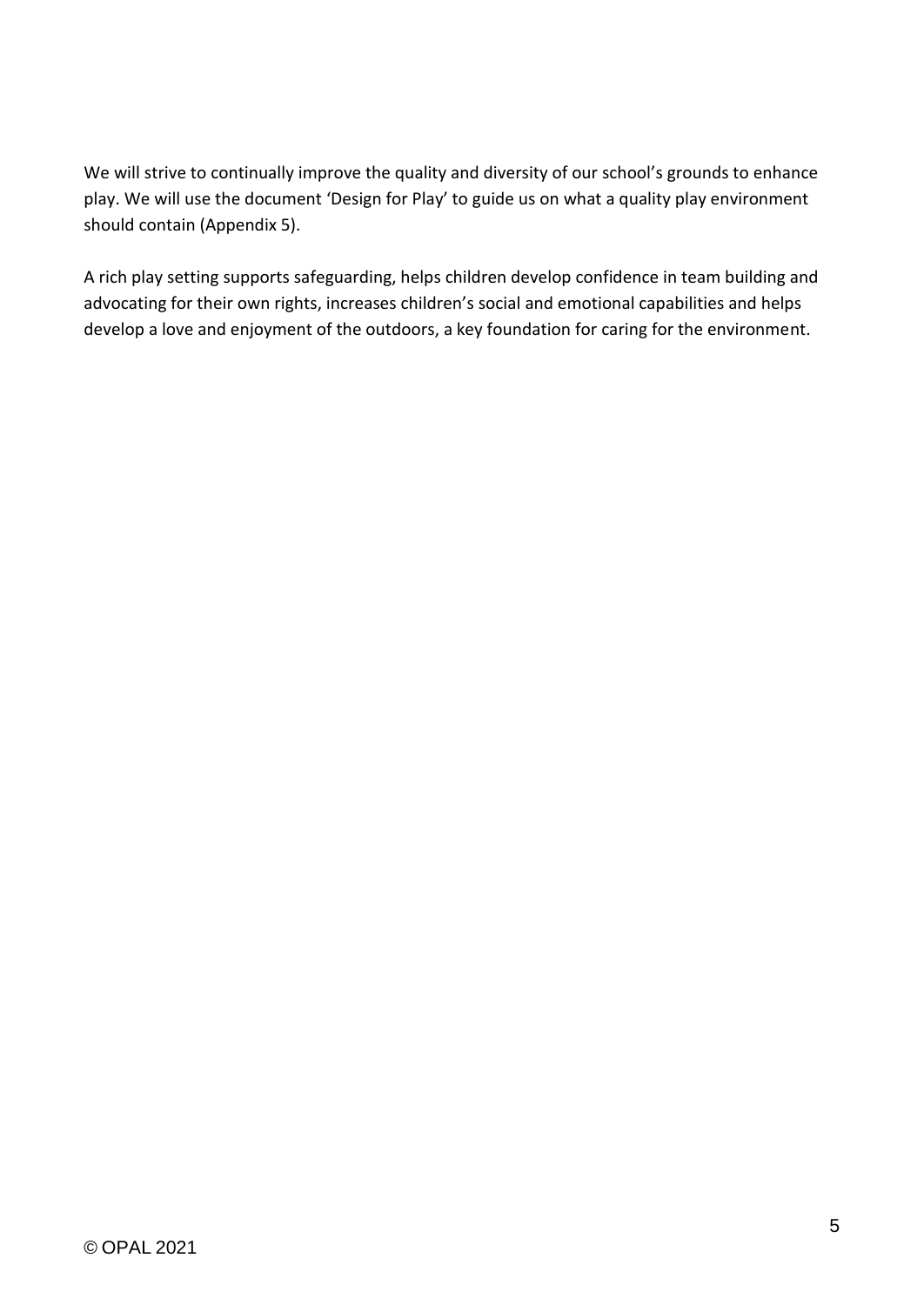We will strive to continually improve the quality and diversity of our school's grounds to enhance play. We will use the document 'Design for Play' to guide us on what a quality play environment should contain (Appendix 5).

A rich play setting supports safeguarding, helps children develop confidence in team building and advocating for their own rights, increases children's social and emotional capabilities and helps develop a love and enjoyment of the outdoors, a key foundation for caring for the environment.